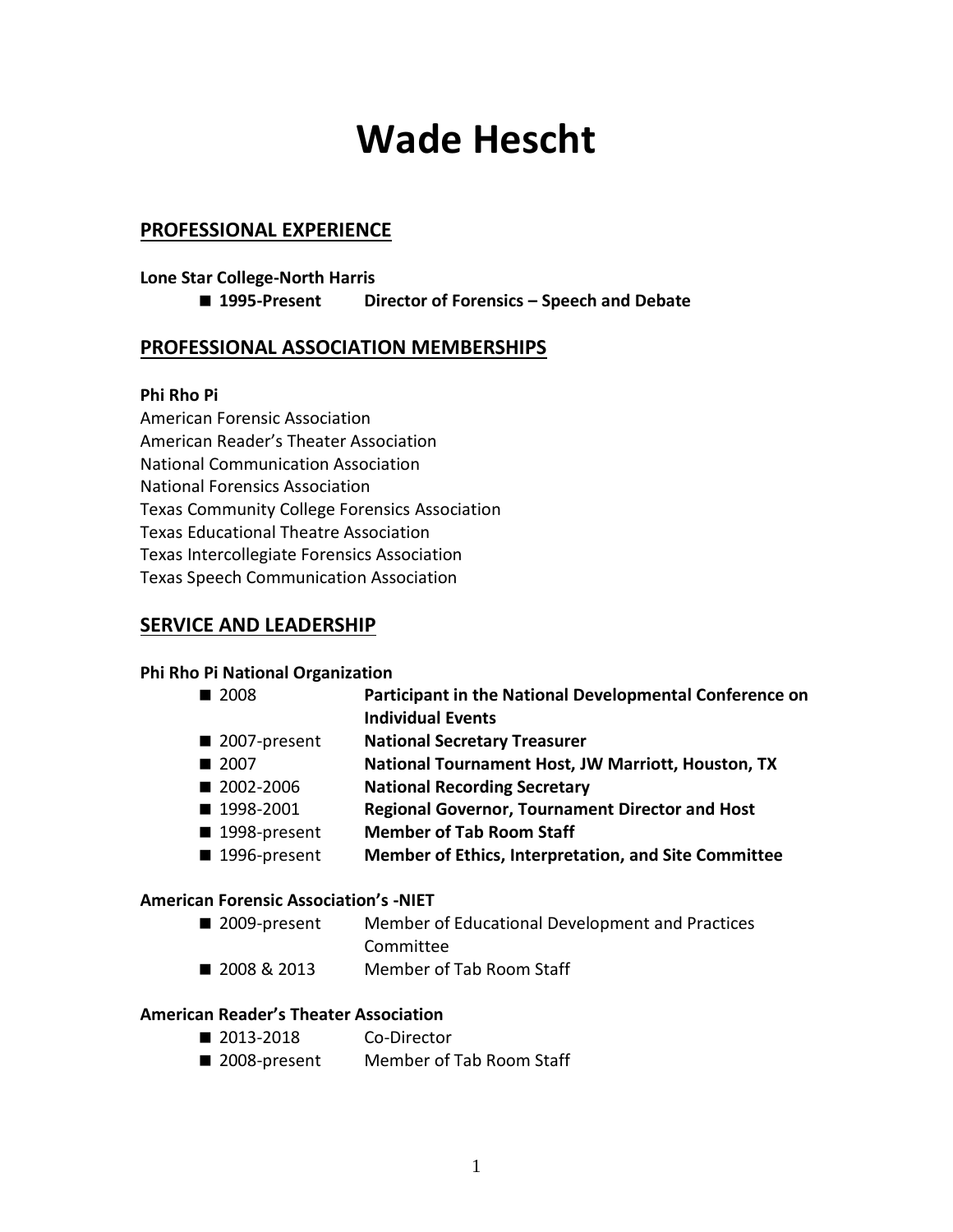# Wade Hescht

## PROFESSIONAL EXPERIENCE

**Lone Star College-North Harris**

- **1995-Present Director of Forensics – Speech and Debate**

## PROFESSIONAL ASSOCIATION MEMBERSHIPS

**Phi Rho Pi**
American Forensic Association
American Reader's Theater Association
National Communication Association
National Forensics Association
Texas Community College Forensics Association
Texas Educational Theatre Association
Texas Intercollegiate Forensics Association
Texas Speech Communication Association

## SERVICE AND LEADERSHIP

**Phi Rho Pi National Organization**

- 2008 **Participant in the National Developmental Conference on Individual Events**
- 2007-present **National Secretary Treasurer**
- 2007 **National Tournament Host, JW Marriott, Houston, TX**
- 2002-2006 **National Recording Secretary**
- 1998-2001 **Regional Governor, Tournament Director and Host**
- 1998-present **Member of Tab Room Staff**
- 1996-present **Member of Ethics, Interpretation, and Site Committee**

**American Forensic Association's -NIET**

- 2009-present Member of Educational Development and Practices Committee
- 2008 & 2013 Member of Tab Room Staff

**American Reader's Theater Association**

- 2013-2018 Co-Director
- 2008-present Member of Tab Room Staff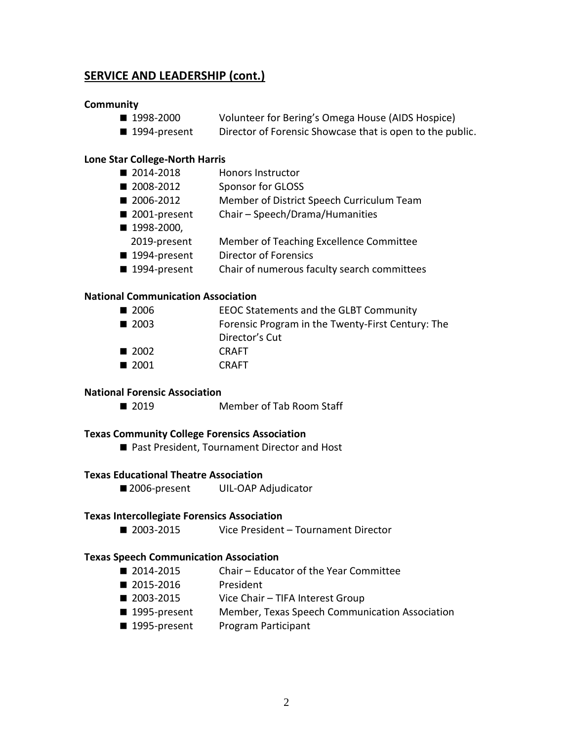## SERVICE AND LEADERSHIP (cont.)

**Community**

- 1998-2000 Volunteer for Bering's Omega House (AIDS Hospice)
- 1994-present Director of Forensic Showcase that is open to the public.

**Lone Star College-North Harris**

- 2014-2018 Honors Instructor
- 2008-2012 Sponsor for GLOSS
- 2006-2012 Member of District Speech Curriculum Team
- 2001-present Chair – Speech/Drama/Humanities
- 1998-2000, 2019-present Member of Teaching Excellence Committee
- 1994-present Director of Forensics
- 1994-present Chair of numerous faculty search committees

**National Communication Association**

- 2006 EEOC Statements and the GLBT Community
- 2003 Forensic Program in the Twenty-First Century: The Director's Cut
- 2002 CRAFT
- 2001 CRAFT

**National Forensic Association**

- 2019 Member of Tab Room Staff

**Texas Community College Forensics Association**

- Past President, Tournament Director and Host

**Texas Educational Theatre Association**

- 2006-present UIL-OAP Adjudicator

**Texas Intercollegiate Forensics Association**

- 2003-2015 Vice President – Tournament Director

**Texas Speech Communication Association**

- 2014-2015 Chair – Educator of the Year Committee
- 2015-2016 President
- 2003-2015 Vice Chair – TIFA Interest Group
- 1995-present Member, Texas Speech Communication Association
- 1995-present Program Participant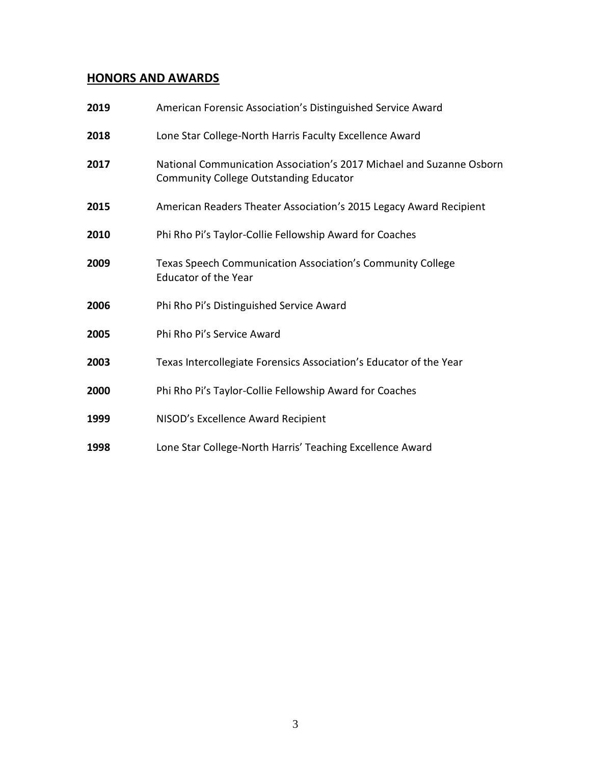## HONORS AND AWARDS

**2019** American Forensic Association's Distinguished Service Award

**2018** Lone Star College-North Harris Faculty Excellence Award

**2017** National Communication Association's 2017 Michael and Suzanne Osborn Community College Outstanding Educator

**2015** American Readers Theater Association's 2015 Legacy Award Recipient

**2010** Phi Rho Pi's Taylor-Collie Fellowship Award for Coaches

**2009** Texas Speech Communication Association's Community College Educator of the Year

**2006** Phi Rho Pi's Distinguished Service Award

**2005** Phi Rho Pi's Service Award

**2003** Texas Intercollegiate Forensics Association's Educator of the Year

**2000** Phi Rho Pi's Taylor-Collie Fellowship Award for Coaches

**1999** NISOD's Excellence Award Recipient

**1998** Lone Star College-North Harris' Teaching Excellence Award